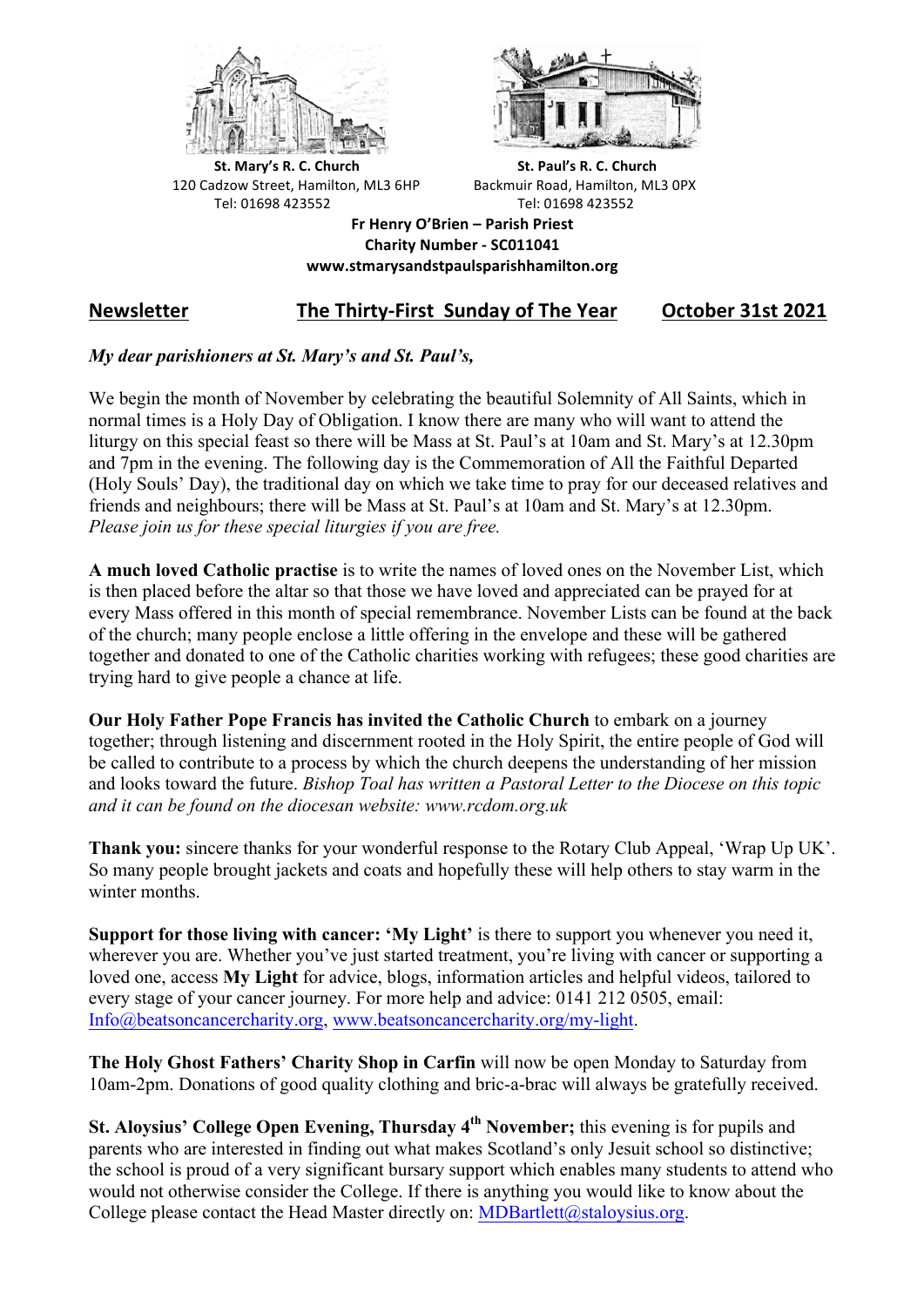**St. Mary's R. C. Church**
120 Cadzow Street, Hamilton, ML3 6HP
Tel: 01698 423552

**St. Paul's R. C. Church**
Backmuir Road, Hamilton, ML3 0PX
Tel: 01698 423552

**Fr Henry O'Brien – Parish Priest**
**Charity Number - SC011041**
**www.stmarysandstpaulsparishhamilton.org**

## Newsletter The Thirty-First Sunday of The Year October 31st 2021

*My dear parishioners at St. Mary's and St. Paul's,*

We begin the month of November by celebrating the beautiful Solemnity of All Saints, which in normal times is a Holy Day of Obligation. I know there are many who will want to attend the liturgy on this special feast so there will be Mass at St. Paul's at 10am and St. Mary's at 12.30pm and 7pm in the evening. The following day is the Commemoration of All the Faithful Departed (Holy Souls' Day), the traditional day on which we take time to pray for our deceased relatives and friends and neighbours; there will be Mass at St. Paul's at 10am and St. Mary's at 12.30pm. *Please join us for these special liturgies if you are free.*

**A much loved Catholic practise** is to write the names of loved ones on the November List, which is then placed before the altar so that those we have loved and appreciated can be prayed for at every Mass offered in this month of special remembrance. November Lists can be found at the back of the church; many people enclose a little offering in the envelope and these will be gathered together and donated to one of the Catholic charities working with refugees; these good charities are trying hard to give people a chance at life.

**Our Holy Father Pope Francis has invited the Catholic Church** to embark on a journey together; through listening and discernment rooted in the Holy Spirit, the entire people of God will be called to contribute to a process by which the church deepens the understanding of her mission and looks toward the future. *Bishop Toal has written a Pastoral Letter to the Diocese on this topic and it can be found on the diocesan website: www.rcdom.org.uk*

**Thank you:** sincere thanks for your wonderful response to the Rotary Club Appeal, 'Wrap Up UK'. So many people brought jackets and coats and hopefully these will help others to stay warm in the winter months.

**Support for those living with cancer: 'My Light'** is there to support you whenever you need it, wherever you are. Whether you've just started treatment, you're living with cancer or supporting a loved one, access **My Light** for advice, blogs, information articles and helpful videos, tailored to every stage of your cancer journey. For more help and advice: 0141 212 0505, email: Info@beatsoncancercharity.org, www.beatsoncancercharity.org/my-light.

**The Holy Ghost Fathers' Charity Shop in Carfin** will now be open Monday to Saturday from 10am-2pm. Donations of good quality clothing and bric-a-brac will always be gratefully received.

**St. Aloysius' College Open Evening, Thursday 4th November;** this evening is for pupils and parents who are interested in finding out what makes Scotland's only Jesuit school so distinctive; the school is proud of a very significant bursary support which enables many students to attend who would not otherwise consider the College. If there is anything you would like to know about the College please contact the Head Master directly on: MDBartlett@staloysius.org.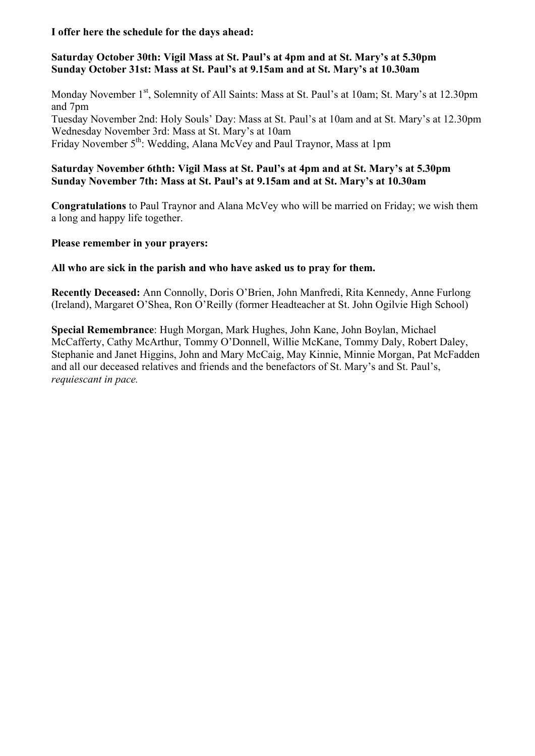**I offer here the schedule for the days ahead:**

**Saturday October 30th: Vigil Mass at St. Paul's at 4pm and at St. Mary's at 5.30pm**
**Sunday October 31st: Mass at St. Paul's at 9.15am and at St. Mary's at 10.30am**

Monday November 1st, Solemnity of All Saints: Mass at St. Paul's at 10am; St. Mary's at 12.30pm and 7pm
Tuesday November 2nd: Holy Souls' Day: Mass at St. Paul's at 10am and at St. Mary's at 12.30pm
Wednesday November 3rd: Mass at St. Mary's at 10am
Friday November 5th: Wedding, Alana McVey and Paul Traynor, Mass at 1pm

**Saturday November 6thth: Vigil Mass at St. Paul's at 4pm and at St. Mary's at 5.30pm**
**Sunday November 7th: Mass at St. Paul's at 9.15am and at St. Mary's at 10.30am**

**Congratulations** to Paul Traynor and Alana McVey who will be married on Friday; we wish them a long and happy life together.

**Please remember in your prayers:**

**All who are sick in the parish and who have asked us to pray for them.**

**Recently Deceased:** Ann Connolly, Doris O'Brien, John Manfredi, Rita Kennedy, Anne Furlong (Ireland), Margaret O'Shea, Ron O'Reilly (former Headteacher at St. John Ogilvie High School)

**Special Remembrance**: Hugh Morgan, Mark Hughes, John Kane, John Boylan, Michael McCafferty, Cathy McArthur, Tommy O'Donnell, Willie McKane, Tommy Daly, Robert Daley, Stephanie and Janet Higgins, John and Mary McCaig, May Kinnie, Minnie Morgan, Pat McFadden and all our deceased relatives and friends and the benefactors of St. Mary's and St. Paul's, *requiescant in pace.*